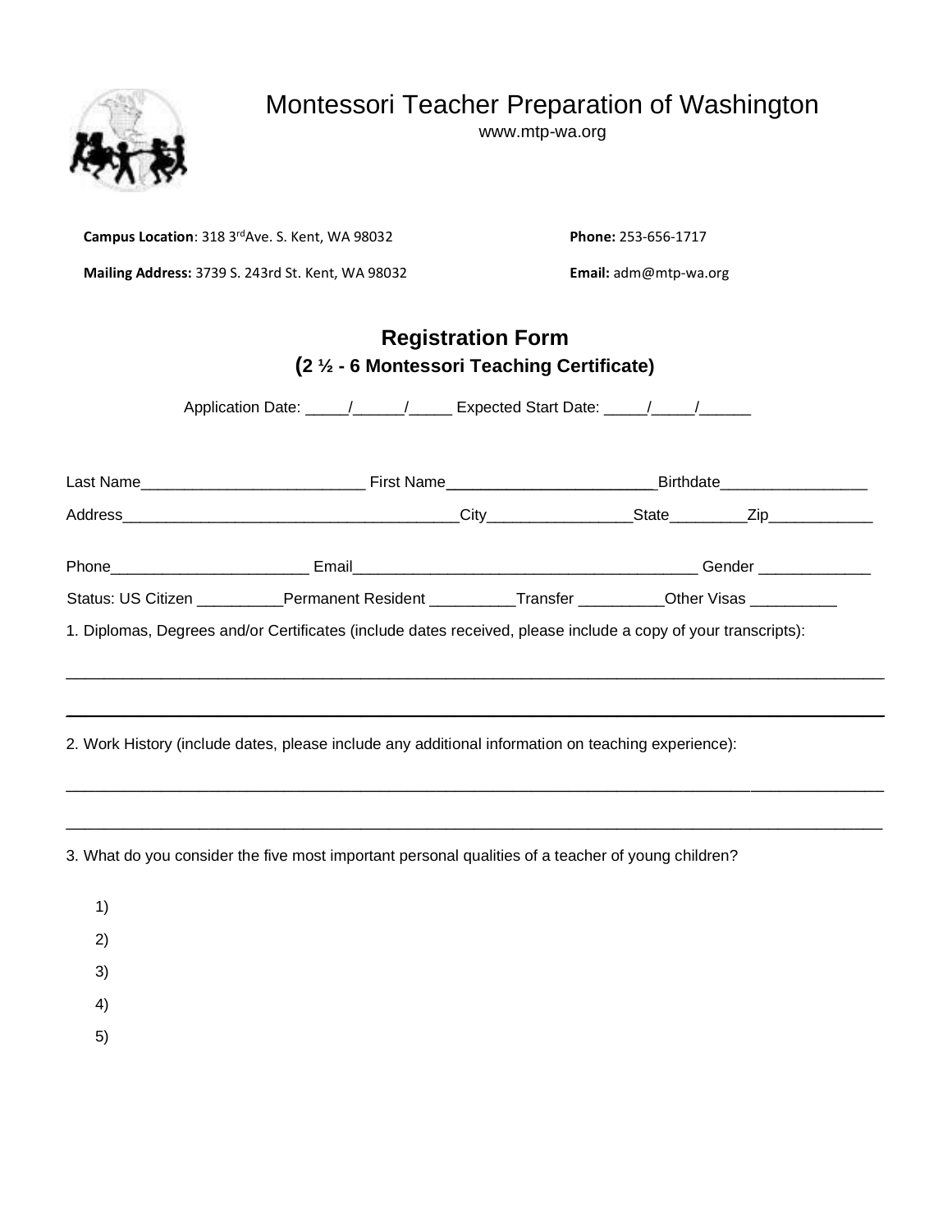# Montessori Teacher Preparation of Washington

www.mtp-wa.org

**Campus Location**: 318 3rd Ave. S. Kent, WA 98032

**Phone:** 253-656-1717

**Mailing Address:** 3739 S. 243rd St. Kent, WA 98032

**Email:** adm@mtp-wa.org

## Registration Form

### (2 ½ - 6 Montessori Teaching Certificate)

Application Date: _____/______/_____ Expected Start Date: _____/_____/______

Last Name__________________________ First Name________________________Birthdate_________________

Address_______________________________________City________________State_________Zip____________

Phone______________________ Email_______________________________________ Gender _____________

Status: US Citizen __________Permanent Resident __________Transfer __________Other Visas __________

1. Diplomas, Degrees and/or Certificates (include dates received, please include a copy of your transcripts):

______________________________________________________________________________________________

______________________________________________________________________________________________

2. Work History (include dates, please include any additional information on teaching experience):

______________________________________________________________________________________________

______________________________________________________________________________________________

3. What do you consider the five most important personal qualities of a teacher of young children?

1)

2)

3)

4)

5)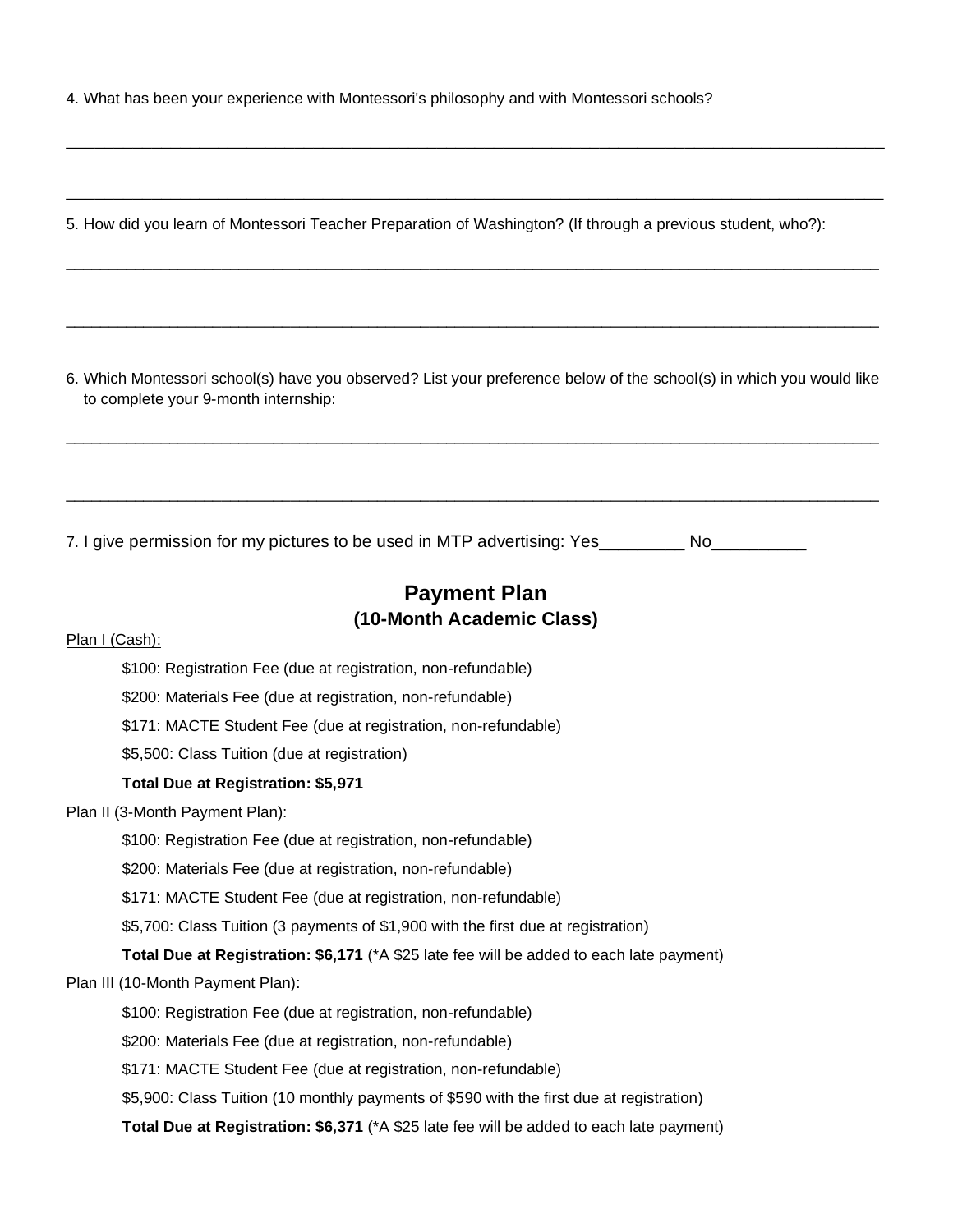4. What has been your experience with Montessori's philosophy and with Montessori schools?

______________________________________________________________________________________________

______________________________________________________________________________________________

5. How did you learn of Montessori Teacher Preparation of Washington? (If through a previous student, who?):

______________________________________________________________________________________________

______________________________________________________________________________________________

6. Which Montessori school(s) have you observed? List your preference below of the school(s) in which you would like to complete your 9-month internship:

______________________________________________________________________________________________

______________________________________________________________________________________________

7. I give permission for my pictures to be used in MTP advertising: Yes_________ No__________

## Payment Plan
### (10-Month Academic Class)

Plan I (Cash):

- $100: Registration Fee (due at registration, non-refundable)
- $200: Materials Fee (due at registration, non-refundable)
- $171: MACTE Student Fee (due at registration, non-refundable)
- $5,500: Class Tuition (due at registration)

**Total Due at Registration: $5,971**

Plan II (3-Month Payment Plan):

- $100: Registration Fee (due at registration, non-refundable)
- $200: Materials Fee (due at registration, non-refundable)
- $171: MACTE Student Fee (due at registration, non-refundable)
- $5,700: Class Tuition (3 payments of $1,900 with the first due at registration)

**Total Due at Registration: $6,171** (*A $25 late fee will be added to each late payment)

Plan III (10-Month Payment Plan):

- $100: Registration Fee (due at registration, non-refundable)
- $200: Materials Fee (due at registration, non-refundable)
- $171: MACTE Student Fee (due at registration, non-refundable)
- $5,900: Class Tuition (10 monthly payments of $590 with the first due at registration)

**Total Due at Registration: $6,371** (*A $25 late fee will be added to each late payment)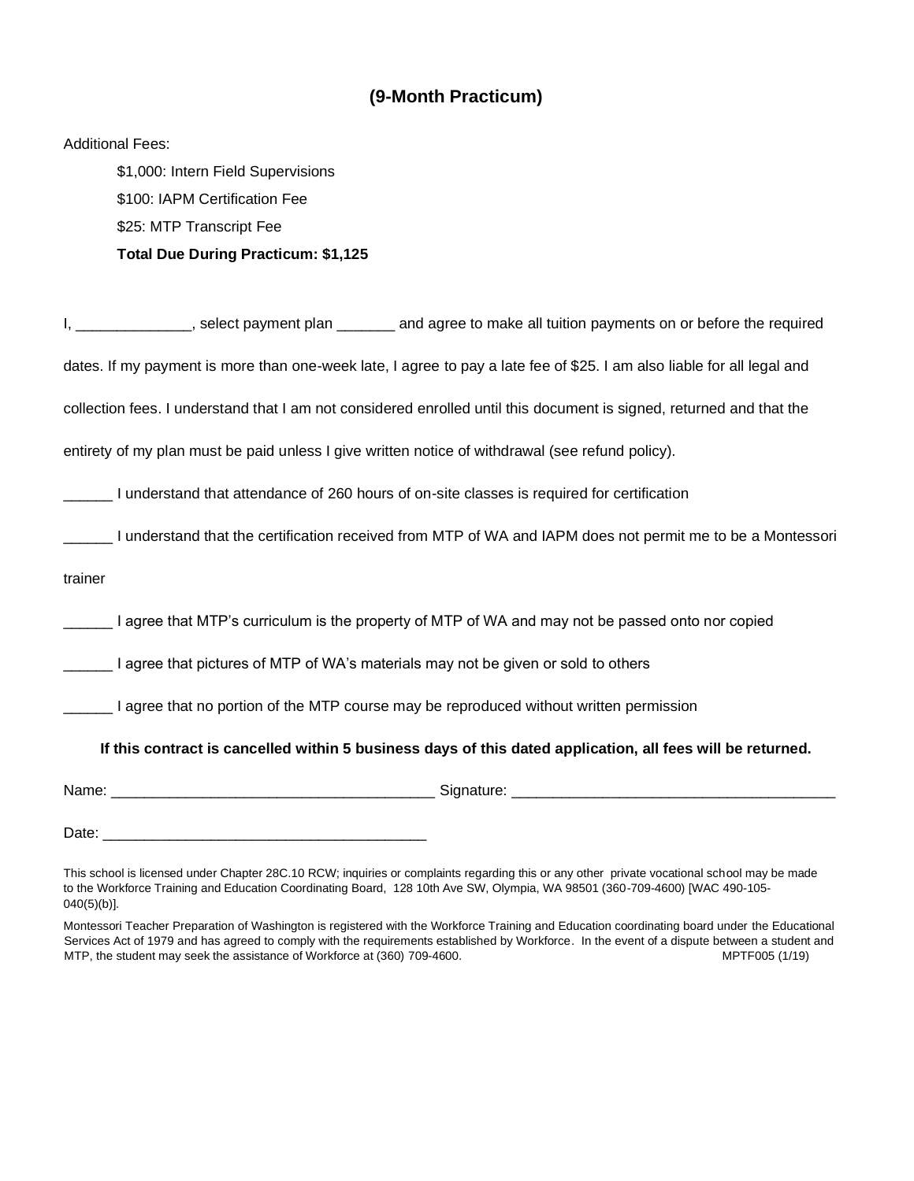## (9-Month Practicum)

Additional Fees:

- $1,000: Intern Field Supervisions
- $100: IAPM Certification Fee
- $25: MTP Transcript Fee
- **Total Due During Practicum: $1,125**

I, ______________, select payment plan _______ and agree to make all tuition payments on or before the required dates. If my payment is more than one-week late, I agree to pay a late fee of $25. I am also liable for all legal and collection fees. I understand that I am not considered enrolled until this document is signed, returned and that the entirety of my plan must be paid unless I give written notice of withdrawal (see refund policy).

______ I understand that attendance of 260 hours of on-site classes is required for certification

______ I understand that the certification received from MTP of WA and IAPM does not permit me to be a Montessori trainer

______ I agree that MTP's curriculum is the property of MTP of WA and may not be passed onto nor copied

______ I agree that pictures of MTP of WA's materials may not be given or sold to others

______ I agree that no portion of the MTP course may be reproduced without written permission

**If this contract is cancelled within 5 business days of this dated application, all fees will be returned.**

Name: ________________________________________ Signature: ________________________________________

Date: ________________________________________

This school is licensed under Chapter 28C.10 RCW; inquiries or complaints regarding this or any other private vocational school may be made to the Workforce Training and Education Coordinating Board, 128 10th Ave SW, Olympia, WA 98501 (360-709-4600) [WAC 490-105-040(5)(b)].

Montessori Teacher Preparation of Washington is registered with the Workforce Training and Education coordinating board under the Educational Services Act of 1979 and has agreed to comply with the requirements established by Workforce. In the event of a dispute between a student and MTP, the student may seek the assistance of Workforce at (360) 709-4600. MPTF005 (1/19)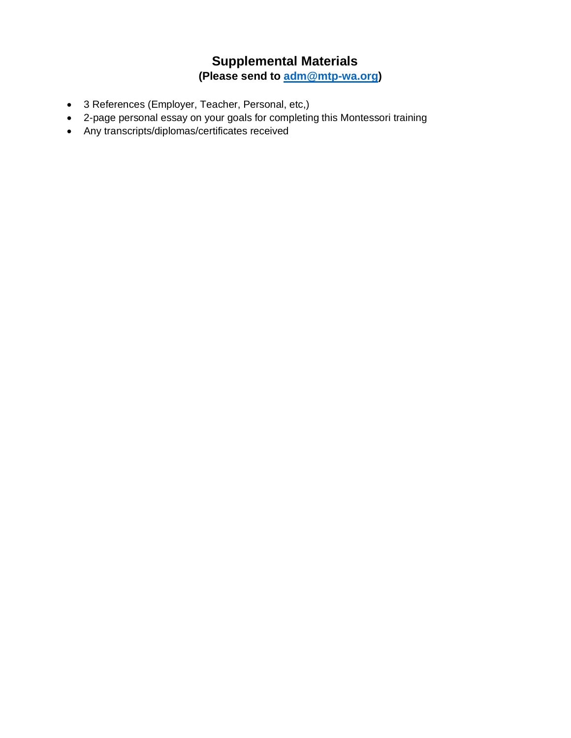# Supplemental Materials

**(Please send to [adm@mtp-wa.org](mailto:adm@mtp-wa.org))**

- 3 References (Employer, Teacher, Personal, etc,)
- 2-page personal essay on your goals for completing this Montessori training
- Any transcripts/diplomas/certificates received